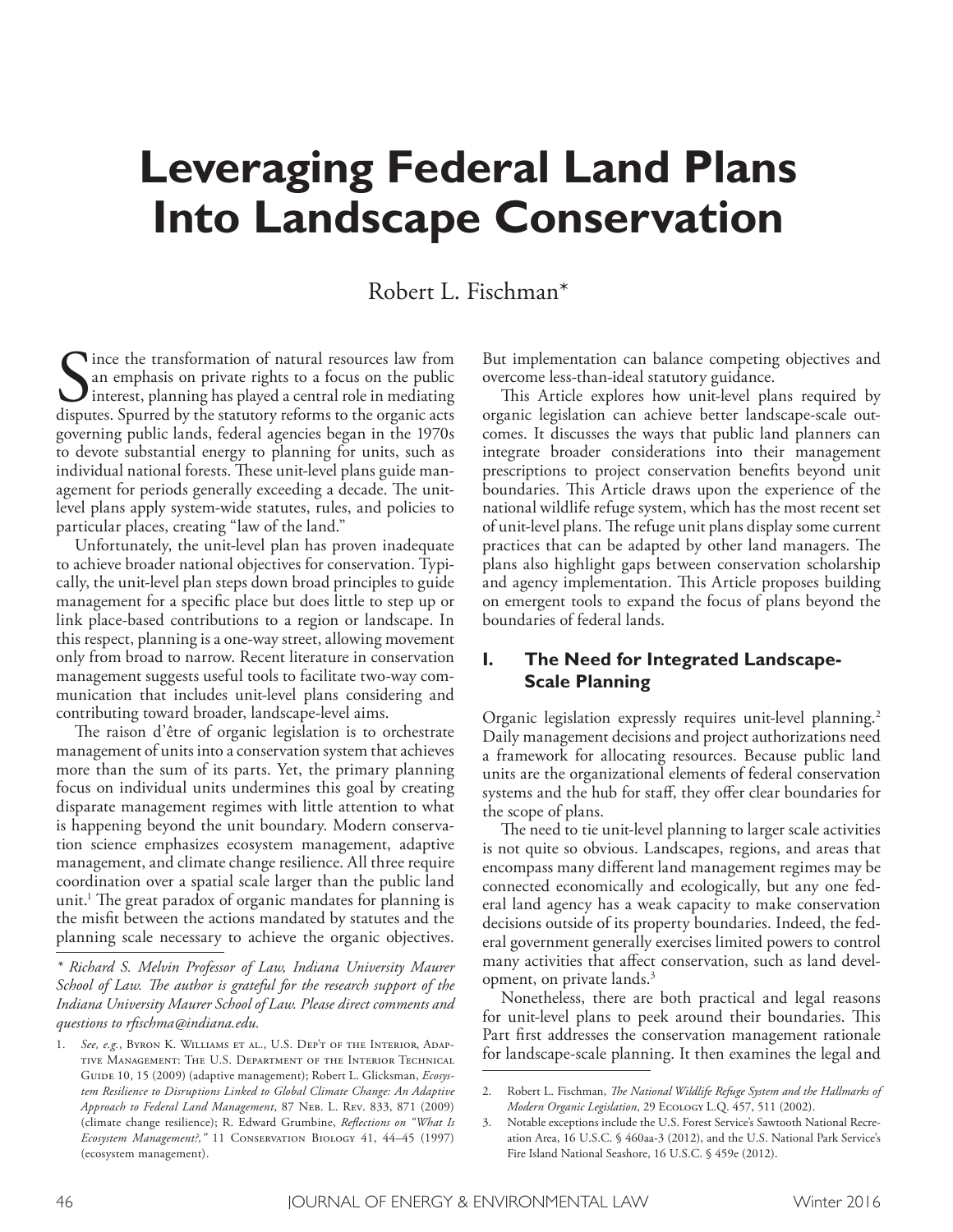# Leveraging Federal Land Plans Into Landscape Conservation

Robert L. Fischman*

Since the transformation of natural resources law from an emphasis on private rights to a focus on the public interest, planning has played a central role in mediating disputes. Spurred by the statutory reforms to the organic acts governing public lands, federal agencies began in the 1970s to devote substantial energy to planning for units, such as individual national forests. These unit-level plans guide management for periods generally exceeding a decade. The unit-level plans apply system-wide statutes, rules, and policies to particular places, creating "law of the land."

Unfortunately, the unit-level plan has proven inadequate to achieve broader national objectives for conservation. Typically, the unit-level plan steps down broad principles to guide management for a specific place but does little to step up or link place-based contributions to a region or landscape. In this respect, planning is a one-way street, allowing movement only from broad to narrow. Recent literature in conservation management suggests useful tools to facilitate two-way communication that includes unit-level plans considering and contributing toward broader, landscape-level aims.

The raison d'être of organic legislation is to orchestrate management of units into a conservation system that achieves more than the sum of its parts. Yet, the primary planning focus on individual units undermines this goal by creating disparate management regimes with little attention to what is happening beyond the unit boundary. Modern conservation science emphasizes ecosystem management, adaptive management, and climate change resilience. All three require coordination over a spatial scale larger than the public land unit.[1] The great paradox of organic mandates for planning is the misfit between the actions mandated by statutes and the planning scale necessary to achieve the organic objectives. But implementation can balance competing objectives and overcome less-than-ideal statutory guidance.

This Article explores how unit-level plans required by organic legislation can achieve better landscape-scale outcomes. It discusses the ways that public land planners can integrate broader considerations into their management prescriptions to project conservation benefits beyond unit boundaries. This Article draws upon the experience of the national wildlife refuge system, which has the most recent set of unit-level plans. The refuge unit plans display some current practices that can be adapted by other land managers. The plans also highlight gaps between conservation scholarship and agency implementation. This Article proposes building on emergent tools to expand the focus of plans beyond the boundaries of federal lands.

## I. The Need for Integrated Landscape-Scale Planning

Organic legislation expressly requires unit-level planning.[2] Daily management decisions and project authorizations need a framework for allocating resources. Because public land units are the organizational elements of federal conservation systems and the hub for staff, they offer clear boundaries for the scope of plans.

The need to tie unit-level planning to larger scale activities is not quite so obvious. Landscapes, regions, and areas that encompass many different land management regimes may be connected economically and ecologically, but any one federal land agency has a weak capacity to make conservation decisions outside of its property boundaries. Indeed, the federal government generally exercises limited powers to control many activities that affect conservation, such as land development, on private lands.[3]

Nonetheless, there are both practical and legal reasons for unit-level plans to peek around their boundaries. This Part first addresses the conservation management rationale for landscape-scale planning. It then examines the legal and

---

*\* Richard S. Melvin Professor of Law, Indiana University Maurer School of Law. The author is grateful for the research support of the Indiana University Maurer School of Law. Please direct comments and questions to rfischma@indiana.edu.*

1. *See, e.g.*, Byron K. Williams et al., U.S. Dep't of the Interior, Adaptive Management: The U.S. Department of the Interior Technical Guide 10, 15 (2009) (adaptive management); Robert L. Glicksman, *Ecosystem Resilience to Disruptions Linked to Global Climate Change: An Adaptive Approach to Federal Land Management*, 87 Neb. L. Rev. 833, 871 (2009) (climate change resilience); R. Edward Grumbine, *Reflections on "What Is Ecosystem Management?,"* 11 Conservation Biology 41, 44–45 (1997) (ecosystem management).

2. Robert L. Fischman, *The National Wildlife Refuge System and the Hallmarks of Modern Organic Legislation*, 29 Ecology L.Q. 457, 511 (2002).

3. Notable exceptions include the U.S. Forest Service's Sawtooth National Recreation Area, 16 U.S.C. § 460aa-3 (2012), and the U.S. National Park Service's Fire Island National Seashore, 16 U.S.C. § 459e (2012).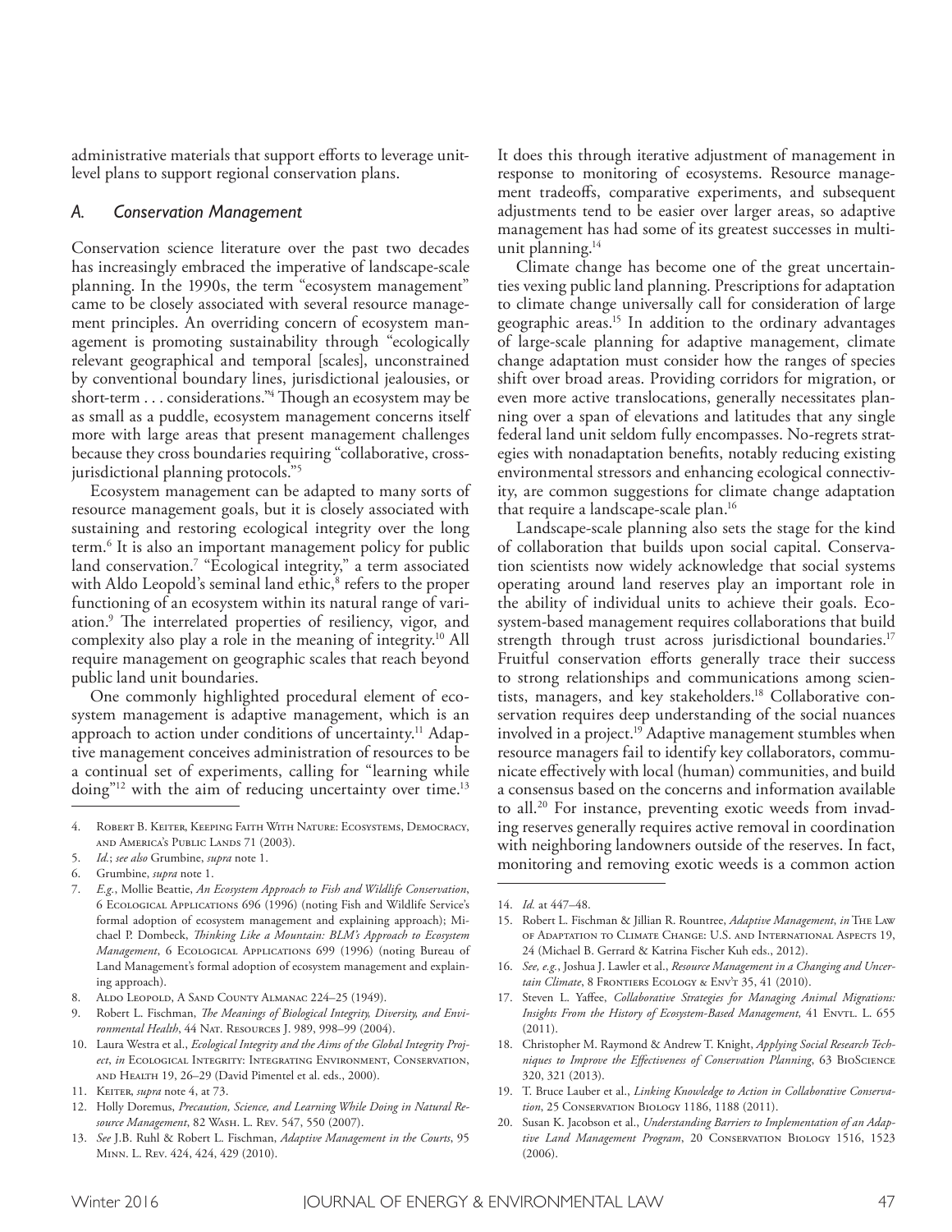administrative materials that support efforts to leverage unit-level plans to support regional conservation plans.

### *A. Conservation Management*

Conservation science literature over the past two decades has increasingly embraced the imperative of landscape-scale planning. In the 1990s, the term "ecosystem management" came to be closely associated with several resource management principles. An overriding concern of ecosystem management is promoting sustainability through "ecologically relevant geographical and temporal [scales], unconstrained by conventional boundary lines, jurisdictional jealousies, or short-term . . . considerations."[4] Though an ecosystem may be as small as a puddle, ecosystem management concerns itself more with large areas that present management challenges because they cross boundaries requiring "collaborative, cross-jurisdictional planning protocols."[5]

Ecosystem management can be adapted to many sorts of resource management goals, but it is closely associated with sustaining and restoring ecological integrity over the long term.[6] It is also an important management policy for public land conservation.[7] "Ecological integrity," a term associated with Aldo Leopold's seminal land ethic,[8] refers to the proper functioning of an ecosystem within its natural range of variation.[9] The interrelated properties of resiliency, vigor, and complexity also play a role in the meaning of integrity.[10] All require management on geographic scales that reach beyond public land unit boundaries.

One commonly highlighted procedural element of ecosystem management is adaptive management, which is an approach to action under conditions of uncertainty.[11] Adaptive management conceives administration of resources to be a continual set of experiments, calling for "learning while doing"[12] with the aim of reducing uncertainty over time.[13] It does this through iterative adjustment of management in response to monitoring of ecosystems. Resource management tradeoffs, comparative experiments, and subsequent adjustments tend to be easier over larger areas, so adaptive management has had some of its greatest successes in multi-unit planning.[14]

Climate change has become one of the great uncertainties vexing public land planning. Prescriptions for adaptation to climate change universally call for consideration of large geographic areas.[15] In addition to the ordinary advantages of large-scale planning for adaptive management, climate change adaptation must consider how the ranges of species shift over broad areas. Providing corridors for migration, or even more active translocations, generally necessitates planning over a span of elevations and latitudes that any single federal land unit seldom fully encompasses. No-regrets strategies with nonadaptation benefits, notably reducing existing environmental stressors and enhancing ecological connectivity, are common suggestions for climate change adaptation that require a landscape-scale plan.[16]

Landscape-scale planning also sets the stage for the kind of collaboration that builds upon social capital. Conservation scientists now widely acknowledge that social systems operating around land reserves play an important role in the ability of individual units to achieve their goals. Ecosystem-based management requires collaborations that build strength through trust across jurisdictional boundaries.[17] Fruitful conservation efforts generally trace their success to strong relationships and communications among scientists, managers, and key stakeholders.[18] Collaborative conservation requires deep understanding of the social nuances involved in a project.[19] Adaptive management stumbles when resource managers fail to identify key collaborators, communicate effectively with local (human) communities, and build a consensus based on the concerns and information available to all.[20] For instance, preventing exotic weeds from invading reserves generally requires active removal in coordination with neighboring landowners outside of the reserves. In fact, monitoring and removing exotic weeds is a common action

---

4. Robert B. Keiter, Keeping Faith With Nature: Ecosystems, Democracy, and America's Public Lands 71 (2003).
5. *Id.*; *see also* Grumbine, *supra* note 1.
6. Grumbine, *supra* note 1.
7. *E.g.*, Mollie Beattie, *An Ecosystem Approach to Fish and Wildlife Conservation*, 6 Ecological Applications 696 (1996) (noting Fish and Wildlife Service's formal adoption of ecosystem management and explaining approach); Michael P. Dombeck, *Thinking Like a Mountain: BLM's Approach to Ecosystem Management*, 6 Ecological Applications 699 (1996) (noting Bureau of Land Management's formal adoption of ecosystem management and explaining approach).
8. Aldo Leopold, A Sand County Almanac 224–25 (1949).
9. Robert L. Fischman, *The Meanings of Biological Integrity, Diversity, and Environmental Health*, 44 Nat. Resources J. 989, 998–99 (2004).
10. Laura Westra et al., *Ecological Integrity and the Aims of the Global Integrity Project*, *in* Ecological Integrity: Integrating Environment, Conservation, and Health 19, 26–29 (David Pimentel et al. eds., 2000).
11. Keiter, *supra* note 4, at 73.
12. Holly Doremus, *Precaution, Science, and Learning While Doing in Natural Resource Management*, 82 Wash. L. Rev. 547, 550 (2007).
13. *See* J.B. Ruhl & Robert L. Fischman, *Adaptive Management in the Courts*, 95 Minn. L. Rev. 424, 424, 429 (2010).
14. *Id.* at 447–48.
15. Robert L. Fischman & Jillian R. Rountree, *Adaptive Management*, *in* The Law of Adaptation to Climate Change: U.S. and International Aspects 19, 24 (Michael B. Gerrard & Katrina Fischer Kuh eds., 2012).
16. *See, e.g.*, Joshua J. Lawler et al., *Resource Management in a Changing and Uncertain Climate*, 8 Frontiers Ecology & Env't 35, 41 (2010).
17. Steven L. Yaffee, *Collaborative Strategies for Managing Animal Migrations: Insights From the History of Ecosystem-Based Management*, 41 Envtl. L. 655 (2011).
18. Christopher M. Raymond & Andrew T. Knight, *Applying Social Research Techniques to Improve the Effectiveness of Conservation Planning*, 63 BioScience 320, 321 (2013).
19. T. Bruce Lauber et al., *Linking Knowledge to Action in Collaborative Conservation*, 25 Conservation Biology 1186, 1188 (2011).
20. Susan K. Jacobson et al., *Understanding Barriers to Implementation of an Adaptive Land Management Program*, 20 Conservation Biology 1516, 1523 (2006).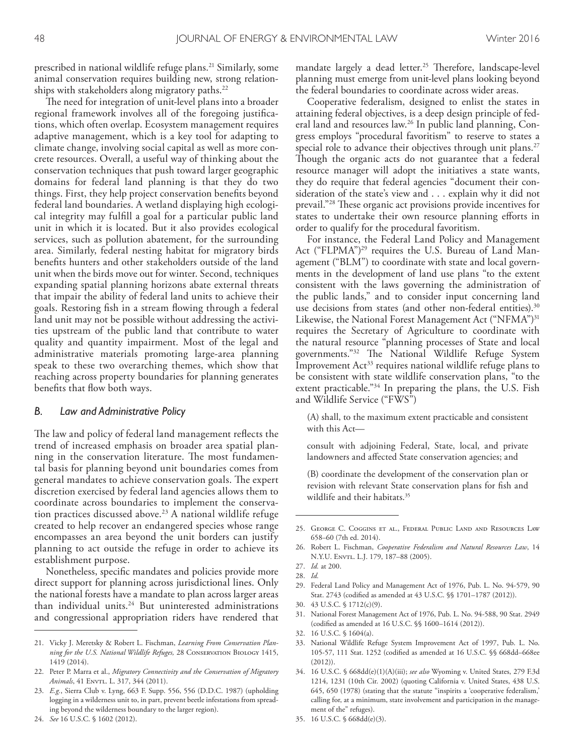prescribed in national wildlife refuge plans.[21] Similarly, some animal conservation requires building new, strong relationships with stakeholders along migratory paths.[22]

The need for integration of unit-level plans into a broader regional framework involves all of the foregoing justifications, which often overlap. Ecosystem management requires adaptive management, which is a key tool for adapting to climate change, involving social capital as well as more concrete resources. Overall, a useful way of thinking about the conservation techniques that push toward larger geographic domains for federal land planning is that they do two things. First, they help project conservation benefits beyond federal land boundaries. A wetland displaying high ecological integrity may fulfill a goal for a particular public land unit in which it is located. But it also provides ecological services, such as pollution abatement, for the surrounding area. Similarly, federal nesting habitat for migratory birds benefits hunters and other stakeholders outside of the land unit when the birds move out for winter. Second, techniques expanding spatial planning horizons abate external threats that impair the ability of federal land units to achieve their goals. Restoring fish in a stream flowing through a federal land unit may not be possible without addressing the activities upstream of the public land that contribute to water quality and quantity impairment. Most of the legal and administrative materials promoting large-area planning speak to these two overarching themes, which show that reaching across property boundaries for planning generates benefits that flow both ways.

### *B. Law and Administrative Policy*

The law and policy of federal land management reflects the trend of increased emphasis on broader area spatial planning in the conservation literature. The most fundamental basis for planning beyond unit boundaries comes from general mandates to achieve conservation goals. The expert discretion exercised by federal land agencies allows them to coordinate across boundaries to implement the conservation practices discussed above.[23] A national wildlife refuge created to help recover an endangered species whose range encompasses an area beyond the unit borders can justify planning to act outside the refuge in order to achieve its establishment purpose.

Nonetheless, specific mandates and policies provide more direct support for planning across jurisdictional lines. Only the national forests have a mandate to plan across larger areas than individual units.[24] But uninterested administrations and congressional appropriation riders have rendered that mandate largely a dead letter.[25] Therefore, landscape-level planning must emerge from unit-level plans looking beyond the federal boundaries to coordinate across wider areas.

Cooperative federalism, designed to enlist the states in attaining federal objectives, is a deep design principle of federal land and resources law.[26] In public land planning, Congress employs "procedural favoritism" to reserve to states a special role to advance their objectives through unit plans.[27] Though the organic acts do not guarantee that a federal resource manager will adopt the initiatives a state wants, they do require that federal agencies "document their consideration of the state's view and . . . explain why it did not prevail."[28] These organic act provisions provide incentives for states to undertake their own resource planning efforts in order to qualify for the procedural favoritism.

For instance, the Federal Land Policy and Management Act ("FLPMA")[29] requires the U.S. Bureau of Land Management ("BLM") to coordinate with state and local governments in the development of land use plans "to the extent consistent with the laws governing the administration of the public lands," and to consider input concerning land use decisions from states (and other non-federal entities).[30] Likewise, the National Forest Management Act ("NFMA")[31] requires the Secretary of Agriculture to coordinate with the natural resource "planning processes of State and local governments."[32] The National Wildlife Refuge System Improvement Act[33] requires national wildlife refuge plans to be consistent with state wildlife conservation plans, "to the extent practicable."[34] In preparing the plans, the U.S. Fish and Wildlife Service ("FWS")

> (A) shall, to the maximum extent practicable and consistent with this Act—
>
> consult with adjoining Federal, State, local, and private landowners and affected State conservation agencies; and
>
> (B) coordinate the development of the conservation plan or revision with relevant State conservation plans for fish and wildlife and their habitats.[35]

---

21. Vicky J. Meretsky & Robert L. Fischman, *Learning From Conservation Planning for the U.S. National Wildlife Refuges,* 28 Conservation Biology 1415, 1419 (2014).
22. Peter P. Marra et al., *Migratory Connectivity and the Conservation of Migratory Animals*, 41 Envtl. L. 317, 344 (2011).
23. *E.g.*, Sierra Club v. Lyng, 663 F. Supp. 556, 556 (D.D.C. 1987) (upholding logging in a wilderness unit to, in part, prevent beetle infestations from spreading beyond the wilderness boundary to the larger region).
24. *See* 16 U.S.C. § 1602 (2012).
25. George C. Coggins et al., Federal Public Land and Resources Law 658–60 (7th ed. 2014).
26. Robert L. Fischman, *Cooperative Federalism and Natural Resources Law*, 14 N.Y.U. Envtl. L.J. 179, 187–88 (2005).
27. *Id.* at 200.
28. *Id.*
29. Federal Land Policy and Management Act of 1976, Pub. L. No. 94-579, 90 Stat. 2743 (codified as amended at 43 U.S.C. §§ 1701–1787 (2012)).
30. 43 U.S.C. § 1712(c)(9).
31. National Forest Management Act of 1976, Pub. L. No. 94-588, 90 Stat. 2949 (codified as amended at 16 U.S.C. §§ 1600–1614 (2012)).
32. 16 U.S.C. § 1604(a).
33. National Wildlife Refuge System Improvement Act of 1997, Pub. L. No. 105-57, 111 Stat. 1252 (codified as amended at 16 U.S.C. §§ 668dd–668ee (2012)).
34. 16 U.S.C. § 668dd(e)(1)(A)(iii); *see also* Wyoming v. United States, 279 F.3d 1214, 1231 (10th Cir. 2002) (quoting California v. United States, 438 U.S. 645, 650 (1978) (stating that the statute "inspirits a 'cooperative federalism,' calling for, at a minimum, state involvement and participation in the management of the" refuges).
35. 16 U.S.C. § 668dd(e)(3).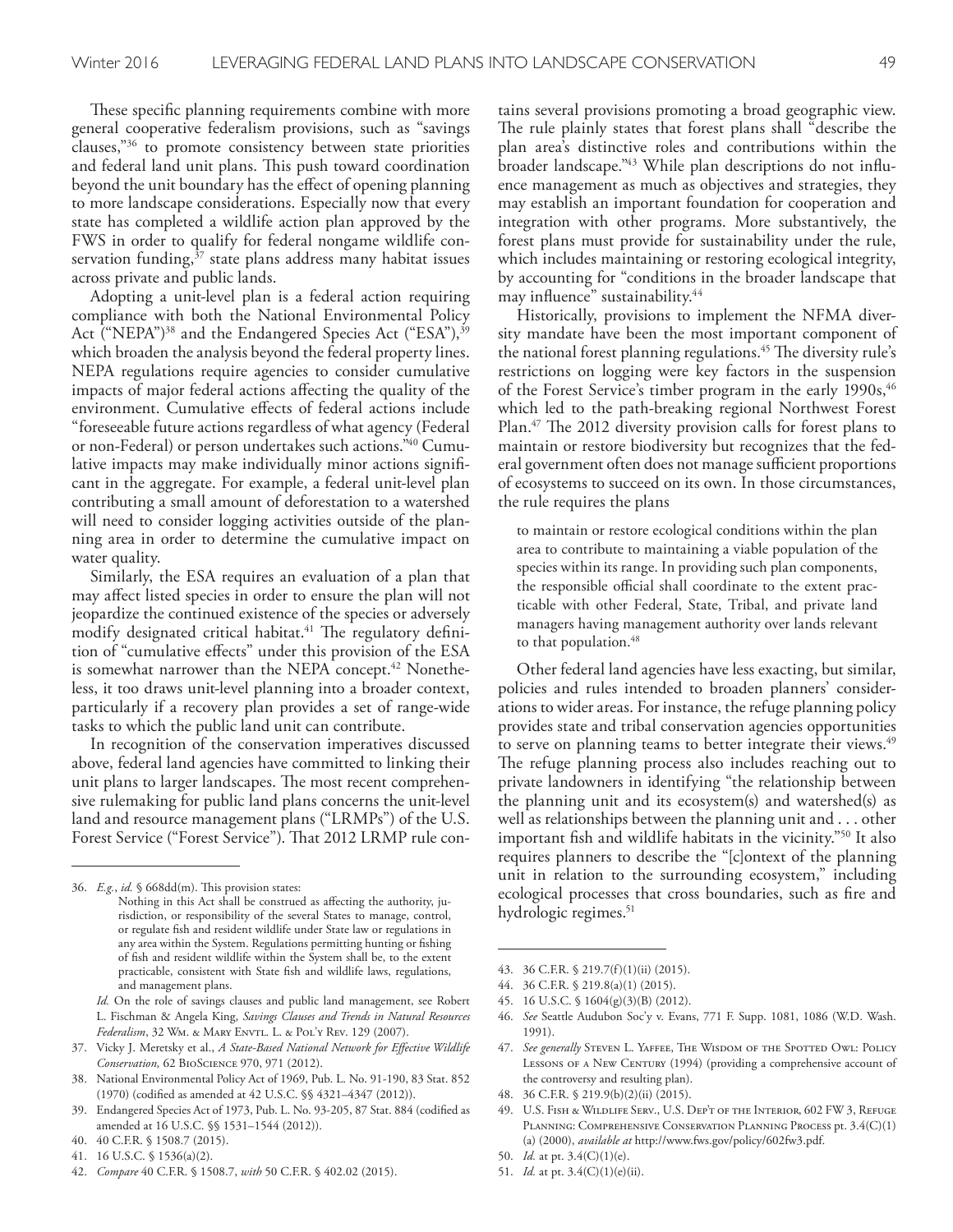These specific planning requirements combine with more general cooperative federalism provisions, such as "savings clauses,"[36] to promote consistency between state priorities and federal land unit plans. This push toward coordination beyond the unit boundary has the effect of opening planning to more landscape considerations. Especially now that every state has completed a wildlife action plan approved by the FWS in order to qualify for federal nongame wildlife conservation funding,[37] state plans address many habitat issues across private and public lands.

Adopting a unit-level plan is a federal action requiring compliance with both the National Environmental Policy Act ("NEPA")[38] and the Endangered Species Act ("ESA"),[39] which broaden the analysis beyond the federal property lines. NEPA regulations require agencies to consider cumulative impacts of major federal actions affecting the quality of the environment. Cumulative effects of federal actions include "foreseeable future actions regardless of what agency (Federal or non-Federal) or person undertakes such actions."[40] Cumulative impacts may make individually minor actions significant in the aggregate. For example, a federal unit-level plan contributing a small amount of deforestation to a watershed will need to consider logging activities outside of the planning area in order to determine the cumulative impact on water quality.

Similarly, the ESA requires an evaluation of a plan that may affect listed species in order to ensure the plan will not jeopardize the continued existence of the species or adversely modify designated critical habitat.[41] The regulatory definition of "cumulative effects" under this provision of the ESA is somewhat narrower than the NEPA concept.[42] Nonetheless, it too draws unit-level planning into a broader context, particularly if a recovery plan provides a set of range-wide tasks to which the public land unit can contribute.

In recognition of the conservation imperatives discussed above, federal land agencies have committed to linking their unit plans to larger landscapes. The most recent comprehensive rulemaking for public land plans concerns the unit-level land and resource management plans ("LRMPs") of the U.S. Forest Service ("Forest Service"). That 2012 LRMP rule contains several provisions promoting a broad geographic view. The rule plainly states that forest plans shall "describe the plan area's distinctive roles and contributions within the broader landscape."[43] While plan descriptions do not influence management as much as objectives and strategies, they may establish an important foundation for cooperation and integration with other programs. More substantively, the forest plans must provide for sustainability under the rule, which includes maintaining or restoring ecological integrity, by accounting for "conditions in the broader landscape that may influence" sustainability.[44]

Historically, provisions to implement the NFMA diversity mandate have been the most important component of the national forest planning regulations.[45] The diversity rule's restrictions on logging were key factors in the suspension of the Forest Service's timber program in the early 1990s,[46] which led to the path-breaking regional Northwest Forest Plan.[47] The 2012 diversity provision calls for forest plans to maintain or restore biodiversity but recognizes that the federal government often does not manage sufficient proportions of ecosystems to succeed on its own. In those circumstances, the rule requires the plans

> to maintain or restore ecological conditions within the plan area to contribute to maintaining a viable population of the species within its range. In providing such plan components, the responsible official shall coordinate to the extent practicable with other Federal, State, Tribal, and private land managers having management authority over lands relevant to that population.[48]

Other federal land agencies have less exacting, but similar, policies and rules intended to broaden planners' considerations to wider areas. For instance, the refuge planning policy provides state and tribal conservation agencies opportunities to serve on planning teams to better integrate their views.[49] The refuge planning process also includes reaching out to private landowners in identifying "the relationship between the planning unit and its ecosystem(s) and watershed(s) as well as relationships between the planning unit and . . . other important fish and wildlife habitats in the vicinity."[50] It also requires planners to describe the "[c]ontext of the planning unit in relation to the surrounding ecosystem," including ecological processes that cross boundaries, such as fire and hydrologic regimes.[51]

---

36. *E.g.*, *id.* § 668dd(m). This provision states:

    > Nothing in this Act shall be construed as affecting the authority, jurisdiction, or responsibility of the several States to manage, control, or regulate fish and resident wildlife under State law or regulations in any area within the System. Regulations permitting hunting or fishing of fish and resident wildlife within the System shall be, to the extent practicable, consistent with State fish and wildlife laws, regulations, and management plans.

    *Id.* On the role of savings clauses and public land management, see Robert L. Fischman & Angela King, *Savings Clauses and Trends in Natural Resources Federalism*, 32 Wm. & Mary Envtl. L. & Pol'y Rev. 129 (2007).
37. Vicky J. Meretsky et al., *A State-Based National Network for Effective Wildlife Conservation,* 62 BioScience 970, 971 (2012).
38. National Environmental Policy Act of 1969, Pub. L. No. 91-190, 83 Stat. 852 (1970) (codified as amended at 42 U.S.C. §§ 4321–4347 (2012)).
39. Endangered Species Act of 1973, Pub. L. No. 93-205, 87 Stat. 884 (codified as amended at 16 U.S.C. §§ 1531–1544 (2012)).
40. 40 C.F.R. § 1508.7 (2015).
41. 16 U.S.C. § 1536(a)(2).
42. *Compare* 40 C.F.R. § 1508.7, *with* 50 C.F.R. § 402.02 (2015).
43. 36 C.F.R. § 219.7(f)(1)(ii) (2015).
44. 36 C.F.R. § 219.8(a)(1) (2015).
45. 16 U.S.C. § 1604(g)(3)(B) (2012).
46. *See* Seattle Audubon Soc'y v. Evans, 771 F. Supp. 1081, 1086 (W.D. Wash. 1991).
47. *See generally* Steven L. Yaffee, The Wisdom of the Spotted Owl: Policy Lessons of a New Century (1994) (providing a comprehensive account of the controversy and resulting plan).
48. 36 C.F.R. § 219.9(b)(2)(ii) (2015).
49. U.S. Fish & Wildlife Serv., U.S. Dep't of the Interior, 602 FW 3, Refuge Planning: Comprehensive Conservation Planning Process pt. 3.4(C)(1)(a) (2000), *available at* http://www.fws.gov/policy/602fw3.pdf.
50. *Id.* at pt. 3.4(C)(1)(e).
51. *Id.* at pt. 3.4(C)(1)(e)(ii).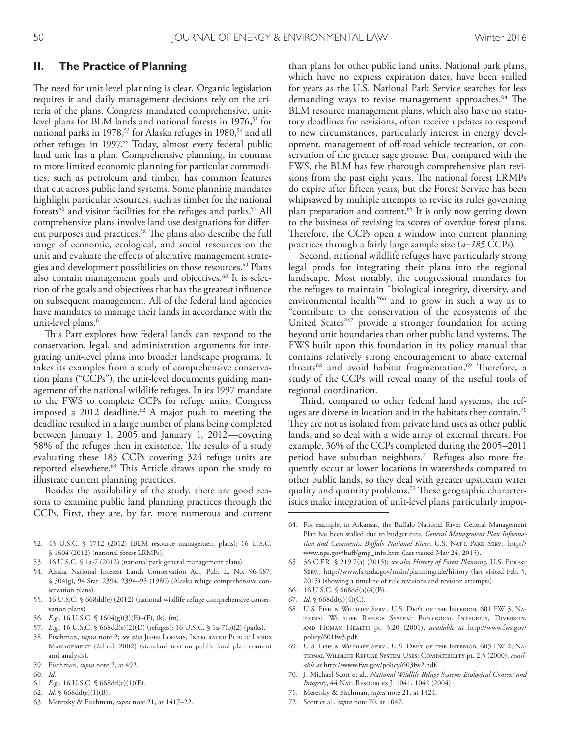## II. The Practice of Planning

The need for unit-level planning is clear. Organic legislation requires it and daily management decisions rely on the criteria of the plans. Congress mandated comprehensive, unit-level plans for BLM lands and national forests in 1976,[52] for national parks in 1978,[53] for Alaska refuges in 1980,[54] and all other refuges in 1997.[55] Today, almost every federal public land unit has a plan. Comprehensive planning, in contrast to more limited economic planning for particular commodities, such as petroleum and timber, has common features that cut across public land systems. Some planning mandates highlight particular resources, such as timber for the national forests[56] and visitor facilities for the refuges and parks.[57] All comprehensive plans involve land use designations for different purposes and practices.[58] The plans also describe the full range of economic, ecological, and social resources on the unit and evaluate the effects of alterative management strategies and development possibilities on those resources.[59] Plans also contain management goals and objectives.[60] It is selection of the goals and objectives that has the greatest influence on subsequent management. All of the federal land agencies have mandates to manage their lands in accordance with the unit-level plans.[61]

This Part explores how federal lands can respond to the conservation, legal, and administration arguments for integrating unit-level plans into broader landscape programs. It takes its examples from a study of comprehensive conservation plans ("CCPs"), the unit-level documents guiding management of the national wildlife refuges. In its 1997 mandate to the FWS to complete CCPs for refuge units, Congress imposed a 2012 deadline.[62] A major push to meeting the deadline resulted in a large number of plans being completed between January 1, 2005 and January 1, 2012—covering 58% of the refuges then in existence. The results of a study evaluating these 185 CCPs covering 324 refuge units are reported elsewhere.[63] This Article draws upon the study to illustrate current planning practices.

Besides the availability of the study, there are good reasons to examine public land planning practices through the CCPs. First, they are, by far, more numerous and current than plans for other public land units. National park plans, which have no express expiration dates, have been stalled for years as the U.S. National Park Service searches for less demanding ways to revise management approaches.[64] The BLM resource management plans, which also have no statutory deadlines for revisions, often receive updates to respond to new circumstances, particularly interest in energy development, management of off-road vehicle recreation, or conservation of the greater sage grouse. But, compared with the FWS, the BLM has few thorough comprehensive plan revisions from the past eight years. The national forest LRMPs do expire after fifteen years, but the Forest Service has been whipsawed by multiple attempts to revise its rules governing plan preparation and content.[65] It is only now getting down to the business of revising its scores of overdue forest plans. Therefore, the CCPs open a window into current planning practices through a fairly large sample size (*n=185* CCPs).

Second, national wildlife refuges have particularly strong legal prods for integrating their plans into the regional landscape. Most notably, the congressional mandates for the refuges to maintain "biological integrity, diversity, and environmental health"[66] and to grow in such a way as to "contribute to the conservation of the ecosystems of the United States"[67] provide a stronger foundation for acting beyond unit boundaries than other public land systems. The FWS built upon this foundation in its policy manual that contains relatively strong encouragement to abate external threats[68] and avoid habitat fragmentation.[69] Therefore, a study of the CCPs will reveal many of the useful tools of regional coordination.

Third, compared to other federal land systems, the refuges are diverse in location and in the habitats they contain.[70] They are not as isolated from private land uses as other public lands, and so deal with a wide array of external threats. For example, 36% of the CCPs completed during the 2005–2011 period have suburban neighbors.[71] Refuges also more frequently occur at lower locations in watersheds compared to other public lands, so they deal with greater upstream water quality and quantity problems.[72] These geographic characteristics make integration of unit-level plans particularly impor-

---

52. 43 U.S.C. § 1712 (2012) (BLM resource management plans); 16 U.S.C. § 1604 (2012) (national forest LRMPs).
53. 16 U.S.C. § 1a-7 (2012) (national park general management plans).
54. Alaska National Interest Lands Conservation Act, Pub. L. No. 96-487, § 304(g), 94 Stat. 2394, 2394–95 (1980) (Alaska refuge comprehensive conservation plans).
55. 16 U.S.C. § 668dd(e) (2012) (national wildlife refuge comprehensive conservation plans).
56. *E.g.*, 16 U.S.C. § 1604(g)(3)(E)–(F), (k), (m).
57. *E.g.*, 16 U.S.C. § 668dd(e)(2)(D) (refuges); 16 U.S.C. § 1a-7(b)(2) (parks).
58. Fischman, *supra* note 2; *see also* John Loomis, Integrated Public Lands Management (2d ed. 2002) (standard text on public land plan content and analysis).
59. Fischman, *supra* note 2, at 492.
60. *Id.*
61. *E.g.*, 16 U.S.C. § 668dd(e)(1)(E).
62. *Id.* § 668dd(e)(1)(B).
63. Meretsky & Fischman, *supra* note 21, at 1417–22.
64. For example, in Arkansas, the Buffalo National River General Management Plan has been stalled due to budget cuts. *General Management Plan Information and Comments: Buffalo National River*, U.S. Nat'l Park Serv., http://www.nps.gov/buff/gmp_info.htm (last visited May 24, 2015).
65. 36 C.F.R. § 219.7(a) (2015); *see also History of Forest Planning*, U.S. Forest Serv., http://www.fs.usda.gov/main/planningrule/history (last visited Feb. 5, 2015) (showing a timeline of rule revisions and revision attempts).
66. 16 U.S.C. § 668dd(a)(4)(B).
67. *Id.* § 668dd(a)(4)(C).
68. U.S. Fish & Wildlife Serv., U.S. Dep't of the Interior, 601 FW 3, National Wildlife Refuge System: Biological Integrity, Diversity, and Human Health pt. 3.20 (2001), *available at* http://www.fws.gov/policy/601fw3.pdf.
69. U.S. Fish & Wildlife Serv., U.S. Dep't of the Interior, 603 FW 2, National Wildlife Refuge System Uses: Compatibility pt. 2.5 (2000), *available at* http://www.fws.gov/policy/603fw2.pdf.
70. J. Michael Scott et al., *National Wildlife Refuge System: Ecological Context and Integrity*, 44 Nat. Resources J. 1041, 1042 (2004).
71. Meretsky & Fischman, *supra* note 21, at 1424.
72. Scott et al., *supra* note 70, at 1047.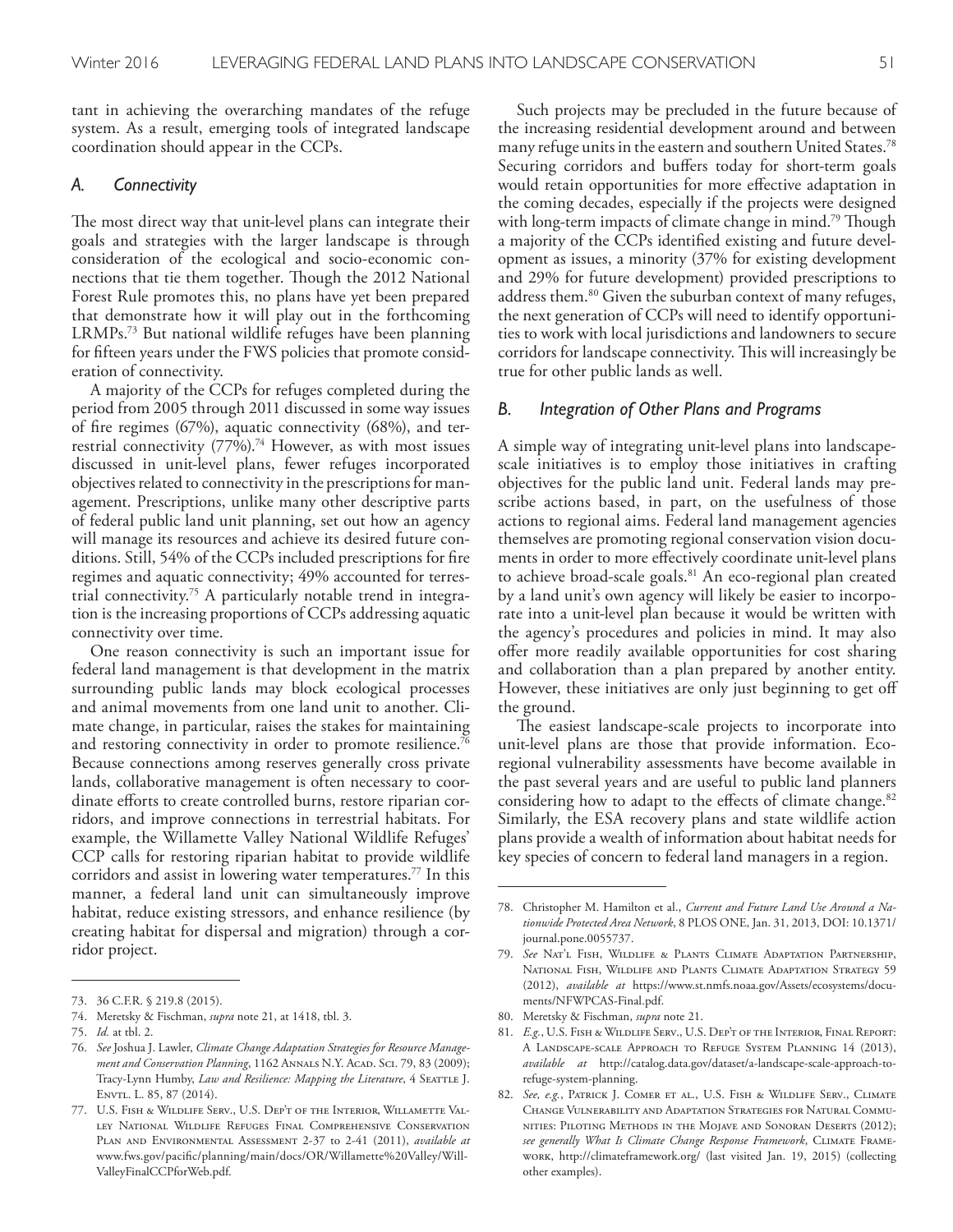tant in achieving the overarching mandates of the refuge system. As a result, emerging tools of integrated landscape coordination should appear in the CCPs.

### *A. Connectivity*

The most direct way that unit-level plans can integrate their goals and strategies with the larger landscape is through consideration of the ecological and socio-economic connections that tie them together. Though the 2012 National Forest Rule promotes this, no plans have yet been prepared that demonstrate how it will play out in the forthcoming LRMPs.[73] But national wildlife refuges have been planning for fifteen years under the FWS policies that promote consideration of connectivity.

A majority of the CCPs for refuges completed during the period from 2005 through 2011 discussed in some way issues of fire regimes (67%), aquatic connectivity (68%), and terrestrial connectivity (77%).[74] However, as with most issues discussed in unit-level plans, fewer refuges incorporated objectives related to connectivity in the prescriptions for management. Prescriptions, unlike many other descriptive parts of federal public land unit planning, set out how an agency will manage its resources and achieve its desired future conditions. Still, 54% of the CCPs included prescriptions for fire regimes and aquatic connectivity; 49% accounted for terrestrial connectivity.[75] A particularly notable trend in integration is the increasing proportions of CCPs addressing aquatic connectivity over time.

One reason connectivity is such an important issue for federal land management is that development in the matrix surrounding public lands may block ecological processes and animal movements from one land unit to another. Climate change, in particular, raises the stakes for maintaining and restoring connectivity in order to promote resilience.[76] Because connections among reserves generally cross private lands, collaborative management is often necessary to coordinate efforts to create controlled burns, restore riparian corridors, and improve connections in terrestrial habitats. For example, the Willamette Valley National Wildlife Refuges' CCP calls for restoring riparian habitat to provide wildlife corridors and assist in lowering water temperatures.[77] In this manner, a federal land unit can simultaneously improve habitat, reduce existing stressors, and enhance resilience (by creating habitat for dispersal and migration) through a corridor project.

Such projects may be precluded in the future because of the increasing residential development around and between many refuge units in the eastern and southern United States.[78] Securing corridors and buffers today for short-term goals would retain opportunities for more effective adaptation in the coming decades, especially if the projects were designed with long-term impacts of climate change in mind.[79] Though a majority of the CCPs identified existing and future development as issues, a minority (37% for existing development and 29% for future development) provided prescriptions to address them.[80] Given the suburban context of many refuges, the next generation of CCPs will need to identify opportunities to work with local jurisdictions and landowners to secure corridors for landscape connectivity. This will increasingly be true for other public lands as well.

### *B. Integration of Other Plans and Programs*

A simple way of integrating unit-level plans into landscape-scale initiatives is to employ those initiatives in crafting objectives for the public land unit. Federal lands may prescribe actions based, in part, on the usefulness of those actions to regional aims. Federal land management agencies themselves are promoting regional conservation vision documents in order to more effectively coordinate unit-level plans to achieve broad-scale goals.[81] An eco-regional plan created by a land unit's own agency will likely be easier to incorporate into a unit-level plan because it would be written with the agency's procedures and policies in mind. It may also offer more readily available opportunities for cost sharing and collaboration than a plan prepared by another entity. However, these initiatives are only just beginning to get off the ground.

The easiest landscape-scale projects to incorporate into unit-level plans are those that provide information. Eco-regional vulnerability assessments have become available in the past several years and are useful to public land planners considering how to adapt to the effects of climate change.[82] Similarly, the ESA recovery plans and state wildlife action plans provide a wealth of information about habitat needs for key species of concern to federal land managers in a region.

---

73. 36 C.F.R. § 219.8 (2015).
74. Meretsky & Fischman, *supra* note 21, at 1418, tbl. 3.
75. *Id.* at tbl. 2.
76. *See* Joshua J. Lawler, *Climate Change Adaptation Strategies for Resource Management and Conservation Planning*, 1162 Annals N.Y. Acad. Sci. 79, 83 (2009); Tracy-Lynn Humby, *Law and Resilience: Mapping the Literature*, 4 Seattle J. Envtl. L. 85, 87 (2014).
77. U.S. Fish & Wildlife Serv., U.S. Dep't of the Interior, Willamette Valley National Wildlife Refuges Final Comprehensive Conservation Plan and Environmental Assessment 2-37 to 2-41 (2011), *available at* www.fws.gov/pacific/planning/main/docs/OR/Willamette%20Valley/WillValleyFinalCCPforWeb.pdf.
78. Christopher M. Hamilton et al., *Current and Future Land Use Around a Nationwide Protected Area Network*, 8 PLOS ONE, Jan. 31, 2013, DOI: 10.1371/journal.pone.0055737.
79. *See* Nat'l Fish, Wildlife & Plants Climate Adaptation Partnership, National Fish, Wildlife and Plants Climate Adaptation Strategy 59 (2012), *available at* https://www.st.nmfs.noaa.gov/Assets/ecosystems/documents/NFWPCAS-Final.pdf.
80. Meretsky & Fischman, *supra* note 21.
81. *E.g.*, U.S. Fish & Wildlife Serv., U.S. Dep't of the Interior, Final Report: A Landscape-scale Approach to Refuge System Planning 14 (2013), *available at* http://catalog.data.gov/dataset/a-landscape-scale-approach-to-refuge-system-planning.
82. *See, e.g.*, Patrick J. Comer et al., U.S. Fish & Wildlife Serv., Climate Change Vulnerability and Adaptation Strategies for Natural Communities: Piloting Methods in the Mojave and Sonoran Deserts (2012); *see generally What Is Climate Change Response Framework*, Climate Framework, http://climateframework.org/ (last visited Jan. 19, 2015) (collecting other examples).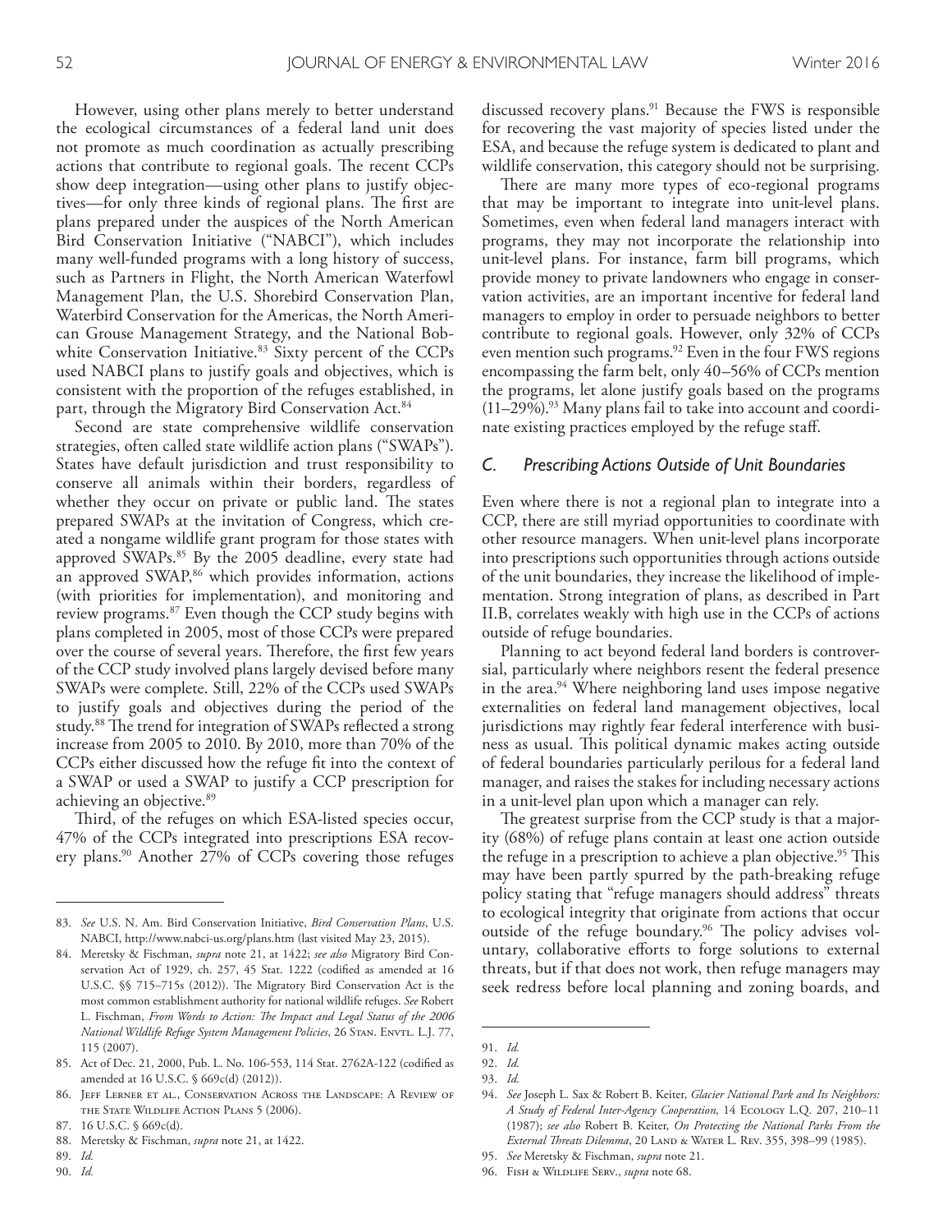However, using other plans merely to better understand the ecological circumstances of a federal land unit does not promote as much coordination as actually prescribing actions that contribute to regional goals. The recent CCPs show deep integration—using other plans to justify objectives—for only three kinds of regional plans. The first are plans prepared under the auspices of the North American Bird Conservation Initiative ("NABCI"), which includes many well-funded programs with a long history of success, such as Partners in Flight, the North American Waterfowl Management Plan, the U.S. Shorebird Conservation Plan, Waterbird Conservation for the Americas, the North American Grouse Management Strategy, and the National Bobwhite Conservation Initiative.[83] Sixty percent of the CCPs used NABCI plans to justify goals and objectives, which is consistent with the proportion of the refuges established, in part, through the Migratory Bird Conservation Act.[84]

Second are state comprehensive wildlife conservation strategies, often called state wildlife action plans ("SWAPs"). States have default jurisdiction and trust responsibility to conserve all animals within their borders, regardless of whether they occur on private or public land. The states prepared SWAPs at the invitation of Congress, which created a nongame wildlife grant program for those states with approved SWAPs.[85] By the 2005 deadline, every state had an approved SWAP,[86] which provides information, actions (with priorities for implementation), and monitoring and review programs.[87] Even though the CCP study begins with plans completed in 2005, most of those CCPs were prepared over the course of several years. Therefore, the first few years of the CCP study involved plans largely devised before many SWAPs were complete. Still, 22% of the CCPs used SWAPs to justify goals and objectives during the period of the study.[88] The trend for integration of SWAPs reflected a strong increase from 2005 to 2010. By 2010, more than 70% of the CCPs either discussed how the refuge fit into the context of a SWAP or used a SWAP to justify a CCP prescription for achieving an objective.[89]

Third, of the refuges on which ESA-listed species occur, 47% of the CCPs integrated into prescriptions ESA recovery plans.[90] Another 27% of CCPs covering those refuges discussed recovery plans.[91] Because the FWS is responsible for recovering the vast majority of species listed under the ESA, and because the refuge system is dedicated to plant and wildlife conservation, this category should not be surprising.

There are many more types of eco-regional programs that may be important to integrate into unit-level plans. Sometimes, even when federal land managers interact with programs, they may not incorporate the relationship into unit-level plans. For instance, farm bill programs, which provide money to private landowners who engage in conservation activities, are an important incentive for federal land managers to employ in order to persuade neighbors to better contribute to regional goals. However, only 32% of CCPs even mention such programs.[92] Even in the four FWS regions encompassing the farm belt, only 40–56% of CCPs mention the programs, let alone justify goals based on the programs (11–29%).[93] Many plans fail to take into account and coordinate existing practices employed by the refuge staff.

### C. *Prescribing Actions Outside of Unit Boundaries*

Even where there is not a regional plan to integrate into a CCP, there are still myriad opportunities to coordinate with other resource managers. When unit-level plans incorporate into prescriptions such opportunities through actions outside of the unit boundaries, they increase the likelihood of implementation. Strong integration of plans, as described in Part II.B, correlates weakly with high use in the CCPs of actions outside of refuge boundaries.

Planning to act beyond federal land borders is controversial, particularly where neighbors resent the federal presence in the area.[94] Where neighboring land uses impose negative externalities on federal land management objectives, local jurisdictions may rightly fear federal interference with business as usual. This political dynamic makes acting outside of federal boundaries particularly perilous for a federal land manager, and raises the stakes for including necessary actions in a unit-level plan upon which a manager can rely.

The greatest surprise from the CCP study is that a majority (68%) of refuge plans contain at least one action outside the refuge in a prescription to achieve a plan objective.[95] This may have been partly spurred by the path-breaking refuge policy stating that "refuge managers should address" threats to ecological integrity that originate from actions that occur outside of the refuge boundary.[96] The policy advises voluntary, collaborative efforts to forge solutions to external threats, but if that does not work, then refuge managers may seek redress before local planning and zoning boards, and

---

83. *See* U.S. N. Am. Bird Conservation Initiative, *Bird Conservation Plans*, U.S. NABCI, http://www.nabci-us.org/plans.htm (last visited May 23, 2015).

84. Meretsky & Fischman, *supra* note 21, at 1422; *see also* Migratory Bird Conservation Act of 1929, ch. 257, 45 Stat. 1222 (codified as amended at 16 U.S.C. §§ 715–715s (2012)). The Migratory Bird Conservation Act is the most common establishment authority for national wildlife refuges. *See* Robert L. Fischman, *From Words to Action: The Impact and Legal Status of the 2006 National Wildlife Refuge System Management Policies*, 26 Stan. Envtl. L.J. 77, 115 (2007).

85. Act of Dec. 21, 2000, Pub. L. No. 106-553, 114 Stat. 2762A-122 (codified as amended at 16 U.S.C. § 669c(d) (2012)).

86. Jeff Lerner et al., Conservation Across the Landscape: A Review of the State Wildlife Action Plans 5 (2006).

87. 16 U.S.C. § 669c(d).

88. Meretsky & Fischman, *supra* note 21, at 1422.

89. *Id.*

90. *Id.*

91. *Id.*

92. *Id.*

93. *Id.*

94. *See* Joseph L. Sax & Robert B. Keiter, *Glacier National Park and Its Neighbors: A Study of Federal Inter-Agency Cooperation,* 14 Ecology L.Q. 207, 210–11 (1987); *see also* Robert B. Keiter, *On Protecting the National Parks From the External Threats Dilemma*, 20 Land & Water L. Rev. 355, 398–99 (1985).

95. *See* Meretsky & Fischman, *supra* note 21.

96. Fish & Wildlife Serv., *supra* note 68.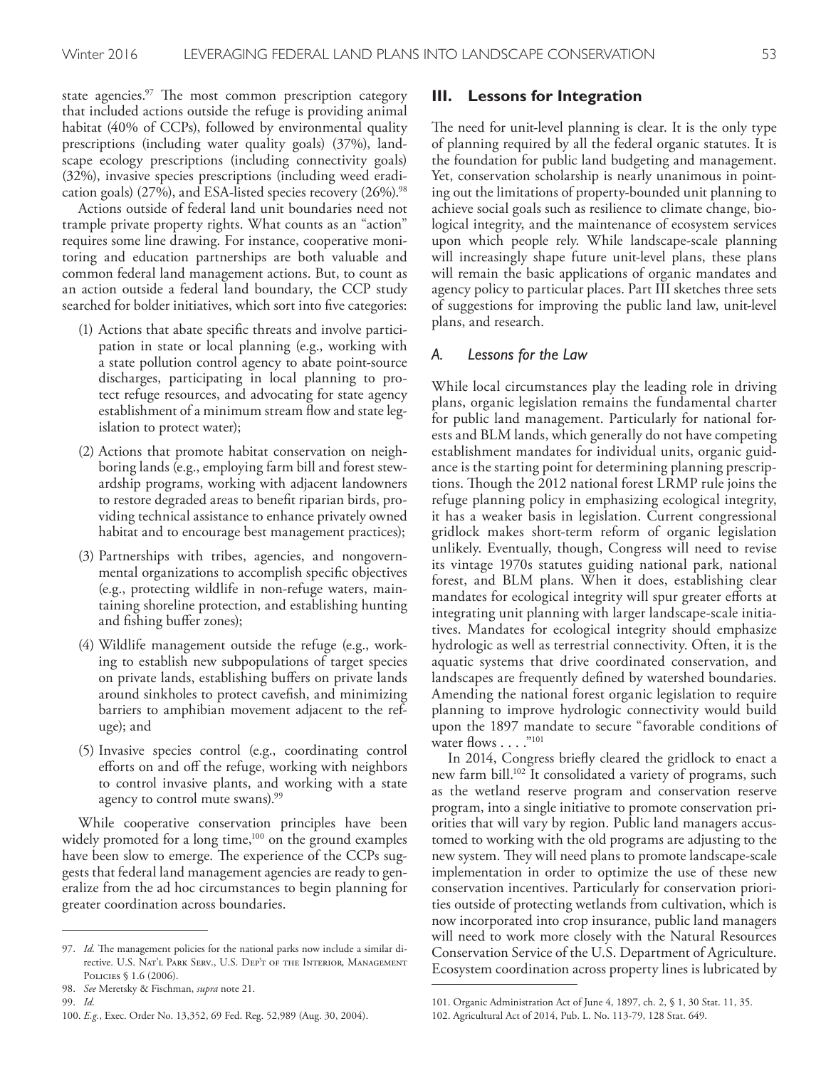state agencies.[97] The most common prescription category that included actions outside the refuge is providing animal habitat (40% of CCPs), followed by environmental quality prescriptions (including water quality goals) (37%), landscape ecology prescriptions (including connectivity goals) (32%), invasive species prescriptions (including weed eradication goals) (27%), and ESA-listed species recovery (26%).[98]

Actions outside of federal land unit boundaries need not trample private property rights. What counts as an "action" requires some line drawing. For instance, cooperative monitoring and education partnerships are both valuable and common federal land management actions. But, to count as an action outside a federal land boundary, the CCP study searched for bolder initiatives, which sort into five categories:

(1) Actions that abate specific threats and involve participation in state or local planning (e.g., working with a state pollution control agency to abate point-source discharges, participating in local planning to protect refuge resources, and advocating for state agency establishment of a minimum stream flow and state legislation to protect water);

(2) Actions that promote habitat conservation on neighboring lands (e.g., employing farm bill and forest stewardship programs, working with adjacent landowners to restore degraded areas to benefit riparian birds, providing technical assistance to enhance privately owned habitat and to encourage best management practices);

(3) Partnerships with tribes, agencies, and nongovernmental organizations to accomplish specific objectives (e.g., protecting wildlife in non-refuge waters, maintaining shoreline protection, and establishing hunting and fishing buffer zones);

(4) Wildlife management outside the refuge (e.g., working to establish new subpopulations of target species on private lands, establishing buffers on private lands around sinkholes to protect cavefish, and minimizing barriers to amphibian movement adjacent to the refuge); and

(5) Invasive species control (e.g., coordinating control efforts on and off the refuge, working with neighbors to control invasive plants, and working with a state agency to control mute swans).[99]

While cooperative conservation principles have been widely promoted for a long time,[100] on the ground examples have been slow to emerge. The experience of the CCPs suggests that federal land management agencies are ready to generalize from the ad hoc circumstances to begin planning for greater coordination across boundaries.

## III. Lessons for Integration

The need for unit-level planning is clear. It is the only type of planning required by all the federal organic statutes. It is the foundation for public land budgeting and management. Yet, conservation scholarship is nearly unanimous in pointing out the limitations of property-bounded unit planning to achieve social goals such as resilience to climate change, biological integrity, and the maintenance of ecosystem services upon which people rely. While landscape-scale planning will increasingly shape future unit-level plans, these plans will remain the basic applications of organic mandates and agency policy to particular places. Part III sketches three sets of suggestions for improving the public land law, unit-level plans, and research.

### *A. Lessons for the Law*

While local circumstances play the leading role in driving plans, organic legislation remains the fundamental charter for public land management. Particularly for national forests and BLM lands, which generally do not have competing establishment mandates for individual units, organic guidance is the starting point for determining planning prescriptions. Though the 2012 national forest LRMP rule joins the refuge planning policy in emphasizing ecological integrity, it has a weaker basis in legislation. Current congressional gridlock makes short-term reform of organic legislation unlikely. Eventually, though, Congress will need to revise its vintage 1970s statutes guiding national park, national forest, and BLM plans. When it does, establishing clear mandates for ecological integrity will spur greater efforts at integrating unit planning with larger landscape-scale initiatives. Mandates for ecological integrity should emphasize hydrologic as well as terrestrial connectivity. Often, it is the aquatic systems that drive coordinated conservation, and landscapes are frequently defined by watershed boundaries. Amending the national forest organic legislation to require planning to improve hydrologic connectivity would build upon the 1897 mandate to secure "favorable conditions of water flows . . . ."[101]

In 2014, Congress briefly cleared the gridlock to enact a new farm bill.[102] It consolidated a variety of programs, such as the wetland reserve program and conservation reserve program, into a single initiative to promote conservation priorities that will vary by region. Public land managers accustomed to working with the old programs are adjusting to the new system. They will need plans to promote landscape-scale implementation in order to optimize the use of these new conservation incentives. Particularly for conservation priorities outside of protecting wetlands from cultivation, which is now incorporated into crop insurance, public land managers will need to work more closely with the Natural Resources Conservation Service of the U.S. Department of Agriculture. Ecosystem coordination across property lines is lubricated by

---

97. *Id.* The management policies for the national parks now include a similar directive. U.S. Nat'l Park Serv., U.S. Dep't of the Interior, Management Policies § 1.6 (2006).

98. *See* Meretsky & Fischman, *supra* note 21.

99. *Id.*

100. *E.g.*, Exec. Order No. 13,352, 69 Fed. Reg. 52,989 (Aug. 30, 2004).

101. Organic Administration Act of June 4, 1897, ch. 2, § 1, 30 Stat. 11, 35.

102. Agricultural Act of 2014, Pub. L. No. 113-79, 128 Stat. 649.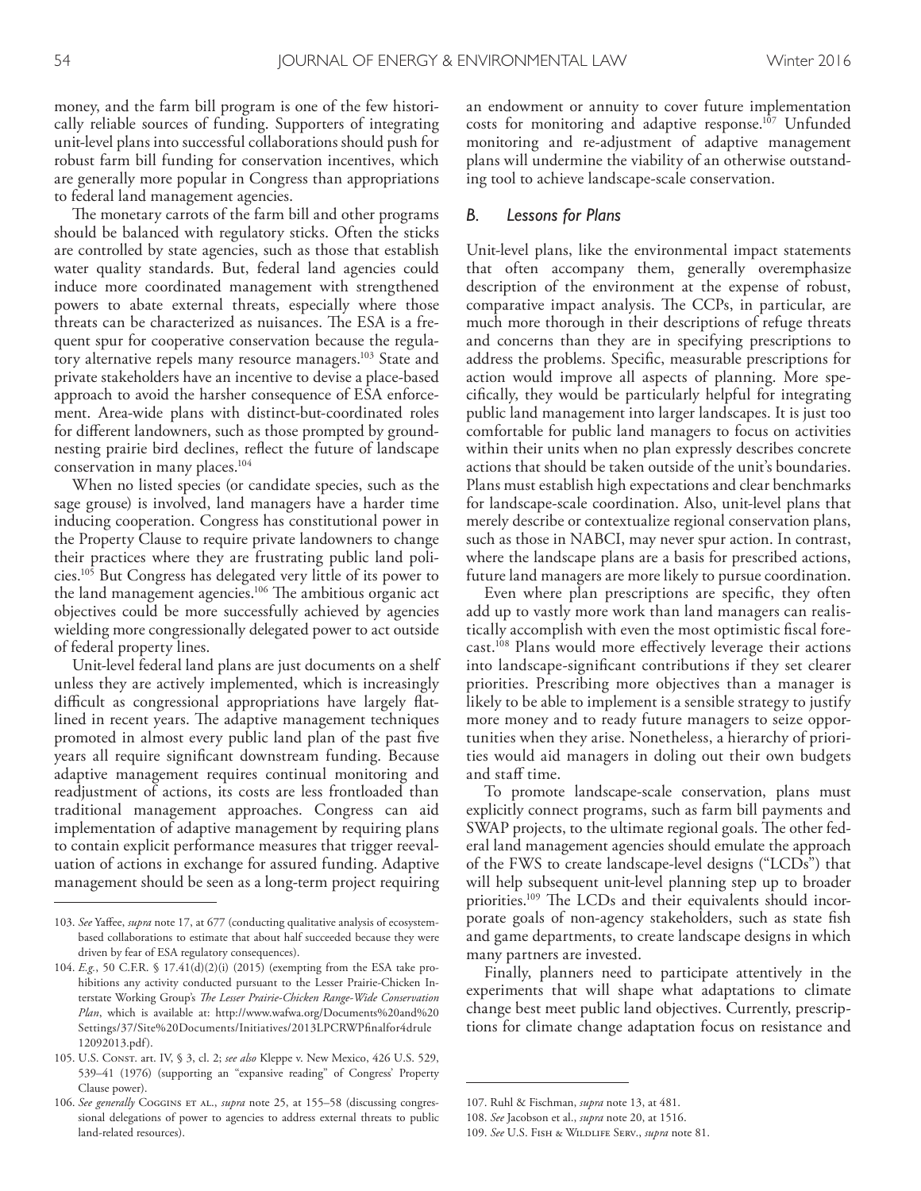money, and the farm bill program is one of the few historically reliable sources of funding. Supporters of integrating unit-level plans into successful collaborations should push for robust farm bill funding for conservation incentives, which are generally more popular in Congress than appropriations to federal land management agencies.

The monetary carrots of the farm bill and other programs should be balanced with regulatory sticks. Often the sticks are controlled by state agencies, such as those that establish water quality standards. But, federal land agencies could induce more coordinated management with strengthened powers to abate external threats, especially where those threats can be characterized as nuisances. The ESA is a frequent spur for cooperative conservation because the regulatory alternative repels many resource managers.[103] State and private stakeholders have an incentive to devise a place-based approach to avoid the harsher consequence of ESA enforcement. Area-wide plans with distinct-but-coordinated roles for different landowners, such as those prompted by ground-nesting prairie bird declines, reflect the future of landscape conservation in many places.[104]

When no listed species (or candidate species, such as the sage grouse) is involved, land managers have a harder time inducing cooperation. Congress has constitutional power in the Property Clause to require private landowners to change their practices where they are frustrating public land policies.[105] But Congress has delegated very little of its power to the land management agencies.[106] The ambitious organic act objectives could be more successfully achieved by agencies wielding more congressionally delegated power to act outside of federal property lines.

Unit-level federal land plans are just documents on a shelf unless they are actively implemented, which is increasingly difficult as congressional appropriations have largely flatlined in recent years. The adaptive management techniques promoted in almost every public land plan of the past five years all require significant downstream funding. Because adaptive management requires continual monitoring and readjustment of actions, its costs are less frontloaded than traditional management approaches. Congress can aid implementation of adaptive management by requiring plans to contain explicit performance measures that trigger reevaluation of actions in exchange for assured funding. Adaptive management should be seen as a long-term project requiring an endowment or annuity to cover future implementation costs for monitoring and adaptive response.[107] Unfunded monitoring and re-adjustment of adaptive management plans will undermine the viability of an otherwise outstanding tool to achieve landscape-scale conservation.

### *B. Lessons for Plans*

Unit-level plans, like the environmental impact statements that often accompany them, generally overemphasize description of the environment at the expense of robust, comparative impact analysis. The CCPs, in particular, are much more thorough in their descriptions of refuge threats and concerns than they are in specifying prescriptions to address the problems. Specific, measurable prescriptions for action would improve all aspects of planning. More specifically, they would be particularly helpful for integrating public land management into larger landscapes. It is just too comfortable for public land managers to focus on activities within their units when no plan expressly describes concrete actions that should be taken outside of the unit's boundaries. Plans must establish high expectations and clear benchmarks for landscape-scale coordination. Also, unit-level plans that merely describe or contextualize regional conservation plans, such as those in NABCI, may never spur action. In contrast, where the landscape plans are a basis for prescribed actions, future land managers are more likely to pursue coordination.

Even where plan prescriptions are specific, they often add up to vastly more work than land managers can realistically accomplish with even the most optimistic fiscal forecast.[108] Plans would more effectively leverage their actions into landscape-significant contributions if they set clearer priorities. Prescribing more objectives than a manager is likely to be able to implement is a sensible strategy to justify more money and to ready future managers to seize opportunities when they arise. Nonetheless, a hierarchy of priorities would aid managers in doling out their own budgets and staff time.

To promote landscape-scale conservation, plans must explicitly connect programs, such as farm bill payments and SWAP projects, to the ultimate regional goals. The other federal land management agencies should emulate the approach of the FWS to create landscape-level designs ("LCDs") that will help subsequent unit-level planning step up to broader priorities.[109] The LCDs and their equivalents should incorporate goals of non-agency stakeholders, such as state fish and game departments, to create landscape designs in which many partners are invested.

Finally, planners need to participate attentively in the experiments that will shape what adaptations to climate change best meet public land objectives. Currently, prescriptions for climate change adaptation focus on resistance and

---

103. *See* Yaffee, *supra* note 17, at 677 (conducting qualitative analysis of ecosystem-based collaborations to estimate that about half succeeded because they were driven by fear of ESA regulatory consequences).

104. *E.g.*, 50 C.F.R. § 17.41(d)(2)(i) (2015) (exempting from the ESA take prohibitions any activity conducted pursuant to the Lesser Prairie-Chicken Interstate Working Group's *The Lesser Prairie-Chicken Range-Wide Conservation Plan*, which is available at: http://www.wafwa.org/Documents%20and%20Settings/37/Site%20Documents/Initiatives/2013LPCRWPfinalfor4drule12092013.pdf).

105. U.S. Const. art. IV, § 3, cl. 2; *see also* Kleppe v. New Mexico, 426 U.S. 529, 539–41 (1976) (supporting an "expansive reading" of Congress' Property Clause power).

106. *See generally* Coggins et al., *supra* note 25, at 155–58 (discussing congressional delegations of power to agencies to address external threats to public land-related resources).

107. Ruhl & Fischman, *supra* note 13, at 481.

108. *See* Jacobson et al., *supra* note 20, at 1516.

109. *See* U.S. Fish & Wildlife Serv., *supra* note 81.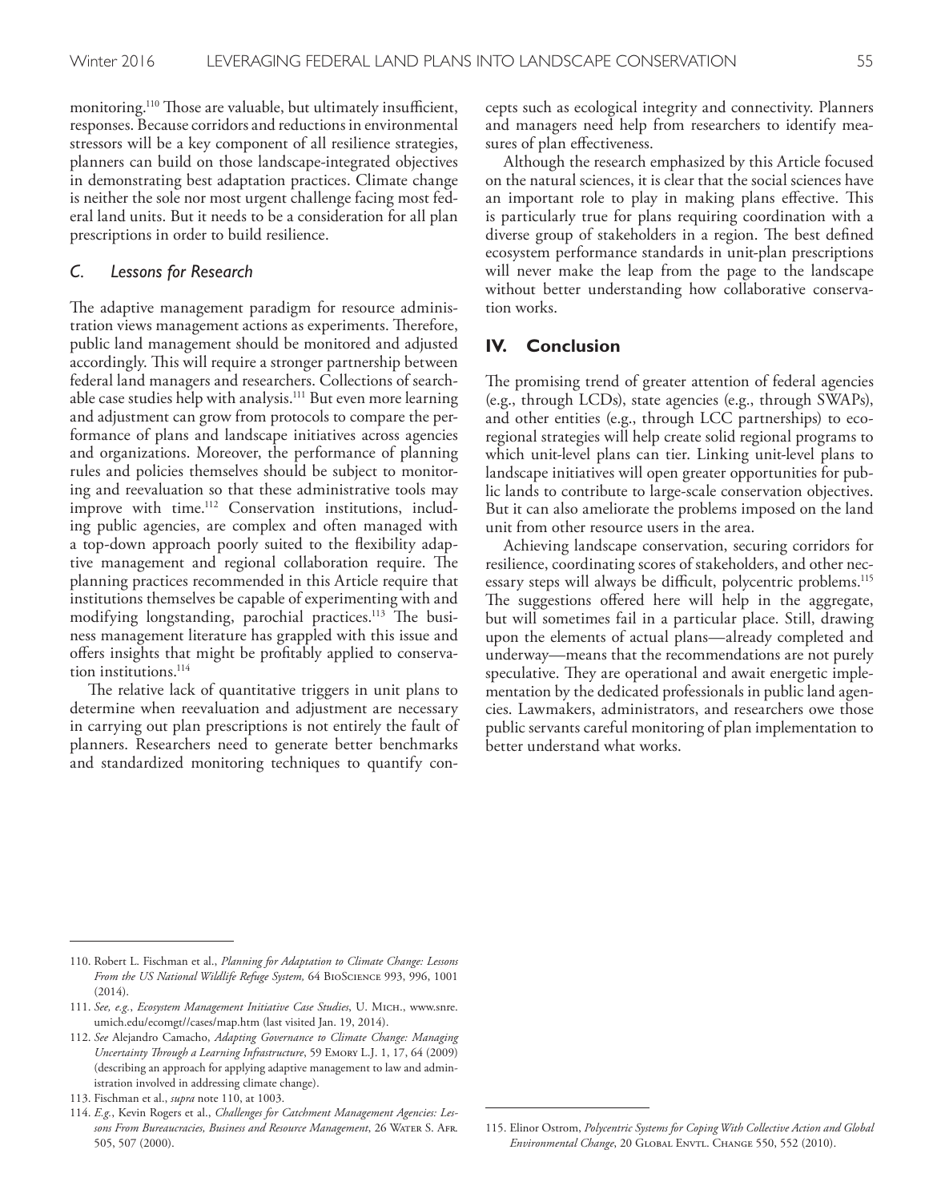monitoring.[110] Those are valuable, but ultimately insufficient, responses. Because corridors and reductions in environmental stressors will be a key component of all resilience strategies, planners can build on those landscape-integrated objectives in demonstrating best adaptation practices. Climate change is neither the sole nor most urgent challenge facing most federal land units. But it needs to be a consideration for all plan prescriptions in order to build resilience.

### C. Lessons for Research

The adaptive management paradigm for resource administration views management actions as experiments. Therefore, public land management should be monitored and adjusted accordingly. This will require a stronger partnership between federal land managers and researchers. Collections of searchable case studies help with analysis.[111] But even more learning and adjustment can grow from protocols to compare the performance of plans and landscape initiatives across agencies and organizations. Moreover, the performance of planning rules and policies themselves should be subject to monitoring and reevaluation so that these administrative tools may improve with time.[112] Conservation institutions, including public agencies, are complex and often managed with a top-down approach poorly suited to the flexibility adaptive management and regional collaboration require. The planning practices recommended in this Article require that institutions themselves be capable of experimenting with and modifying longstanding, parochial practices.[113] The business management literature has grappled with this issue and offers insights that might be profitably applied to conservation institutions.[114]

The relative lack of quantitative triggers in unit plans to determine when reevaluation and adjustment are necessary in carrying out plan prescriptions is not entirely the fault of planners. Researchers need to generate better benchmarks and standardized monitoring techniques to quantify concepts such as ecological integrity and connectivity. Planners and managers need help from researchers to identify measures of plan effectiveness.

Although the research emphasized by this Article focused on the natural sciences, it is clear that the social sciences have an important role to play in making plans effective. This is particularly true for plans requiring coordination with a diverse group of stakeholders in a region. The best defined ecosystem performance standards in unit-plan prescriptions will never make the leap from the page to the landscape without better understanding how collaborative conservation works.

## IV. Conclusion

The promising trend of greater attention of federal agencies (e.g., through LCDs), state agencies (e.g., through SWAPs), and other entities (e.g., through LCC partnerships) to ecoregional strategies will help create solid regional programs to which unit-level plans can tier. Linking unit-level plans to landscape initiatives will open greater opportunities for public lands to contribute to large-scale conservation objectives. But it can also ameliorate the problems imposed on the land unit from other resource users in the area.

Achieving landscape conservation, securing corridors for resilience, coordinating scores of stakeholders, and other necessary steps will always be difficult, polycentric problems.[115] The suggestions offered here will help in the aggregate, but will sometimes fail in a particular place. Still, drawing upon the elements of actual plans—already completed and underway—means that the recommendations are not purely speculative. They are operational and await energetic implementation by the dedicated professionals in public land agencies. Lawmakers, administrators, and researchers owe those public servants careful monitoring of plan implementation to better understand what works.

---

110. Robert L. Fischman et al., *Planning for Adaptation to Climate Change: Lessons From the US National Wildlife Refuge System*, 64 BioScience 993, 996, 1001 (2014).

111. *See, e.g.*, *Ecosystem Management Initiative Case Studies*, U. Mich., www.snre.umich.edu/ecomgt//cases/map.htm (last visited Jan. 19, 2014).

112. *See* Alejandro Camacho, *Adapting Governance to Climate Change: Managing Uncertainty Through a Learning Infrastructure*, 59 Emory L.J. 1, 17, 64 (2009) (describing an approach for applying adaptive management to law and administration involved in addressing climate change).

113. Fischman et al., *supra* note 110, at 1003.

114. *E.g.*, Kevin Rogers et al., *Challenges for Catchment Management Agencies: Lessons From Bureaucracies, Business and Resource Management*, 26 Water S. Afr. 505, 507 (2000).

115. Elinor Ostrom, *Polycentric Systems for Coping With Collective Action and Global Environmental Change*, 20 Global Envtl. Change 550, 552 (2010).